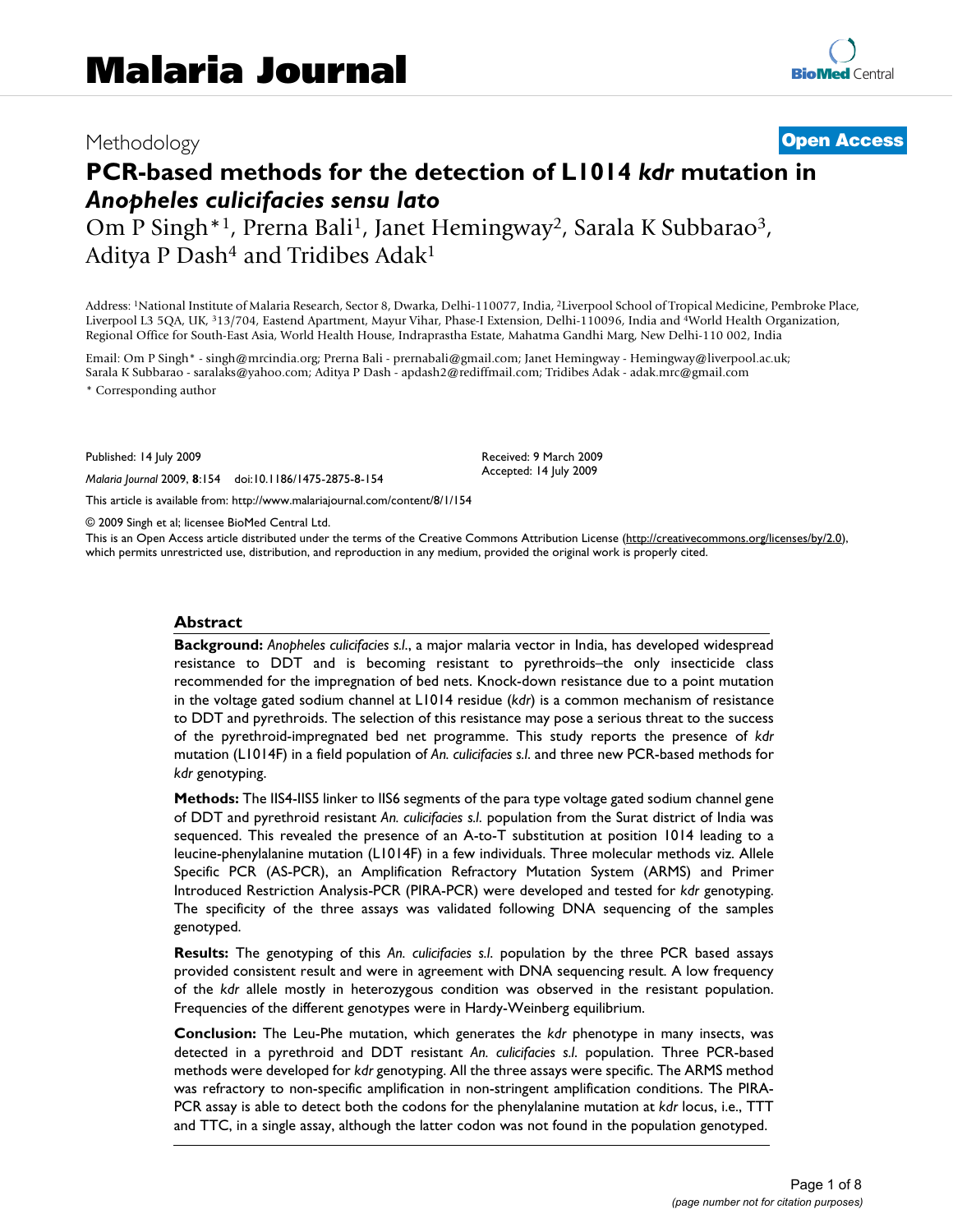# Malaria Journal

Methodology

**Open Access**

# PCR-based methods for the detection of L1014 *kdr* mutation in *Anopheles culicifacies sensu lato*

Om P Singh*[1], Prerna Bali[1], Janet Hemingway[2], Sarala K Subbarao[3], Aditya P Dash[4] and Tridibes Adak[1]

Address: [1]National Institute of Malaria Research, Sector 8, Dwarka, Delhi-110077, India, [2]Liverpool School of Tropical Medicine, Pembroke Place, Liverpool L3 5QA, UK, [3]13/704, Eastend Apartment, Mayur Vihar, Phase-I Extension, Delhi-110096, India and [4]World Health Organization, Regional Office for South-East Asia, World Health House, Indraprastha Estate, Mahatma Gandhi Marg, New Delhi-110 002, India

Email: Om P Singh* - singh@mrcindia.org; Prerna Bali - prernabali@gmail.com; Janet Hemingway - Hemingway@liverpool.ac.uk; Sarala K Subbarao - saralaks@yahoo.com; Aditya P Dash - apdash2@rediffmail.com; Tridibes Adak - adak.mrc@gmail.com

\* Corresponding author

Published: 14 July 2009

*Malaria Journal* 2009, **8**:154 doi:10.1186/1475-2875-8-154

Received: 9 March 2009
Accepted: 14 July 2009

This article is available from: http://www.malariajournal.com/content/8/1/154

© 2009 Singh et al; licensee BioMed Central Ltd.

This is an Open Access article distributed under the terms of the Creative Commons Attribution License (http://creativecommons.org/licenses/by/2.0), which permits unrestricted use, distribution, and reproduction in any medium, provided the original work is properly cited.

## Abstract

**Background:** *Anopheles culicifacies s.l.*, a major malaria vector in India, has developed widespread resistance to DDT and is becoming resistant to pyrethroids–the only insecticide class recommended for the impregnation of bed nets. Knock-down resistance due to a point mutation in the voltage gated sodium channel at L1014 residue (*kdr*) is a common mechanism of resistance to DDT and pyrethroids. The selection of this resistance may pose a serious threat to the success of the pyrethroid-impregnated bed net programme. This study reports the presence of *kdr* mutation (L1014F) in a field population of *An. culicifacies s.l.* and three new PCR-based methods for *kdr* genotyping.

**Methods:** The IIS4-IIS5 linker to IIS6 segments of the para type voltage gated sodium channel gene of DDT and pyrethroid resistant *An. culicifacies s.l.* population from the Surat district of India was sequenced. This revealed the presence of an A-to-T substitution at position 1014 leading to a leucine-phenylalanine mutation (L1014F) in a few individuals. Three molecular methods viz. Allele Specific PCR (AS-PCR), an Amplification Refractory Mutation System (ARMS) and Primer Introduced Restriction Analysis-PCR (PIRA-PCR) were developed and tested for *kdr* genotyping. The specificity of the three assays was validated following DNA sequencing of the samples genotyped.

**Results:** The genotyping of this *An. culicifacies s.l.* population by the three PCR based assays provided consistent result and were in agreement with DNA sequencing result. A low frequency of the *kdr* allele mostly in heterozygous condition was observed in the resistant population. Frequencies of the different genotypes were in Hardy-Weinberg equilibrium.

**Conclusion:** The Leu-Phe mutation, which generates the *kdr* phenotype in many insects, was detected in a pyrethroid and DDT resistant *An. culicifacies s.l.* population. Three PCR-based methods were developed for *kdr* genotyping. All the three assays were specific. The ARMS method was refractory to non-specific amplification in non-stringent amplification conditions. The PIRA-PCR assay is able to detect both the codons for the phenylalanine mutation at *kdr* locus, i.e., TTT and TTC, in a single assay, although the latter codon was not found in the population genotyped.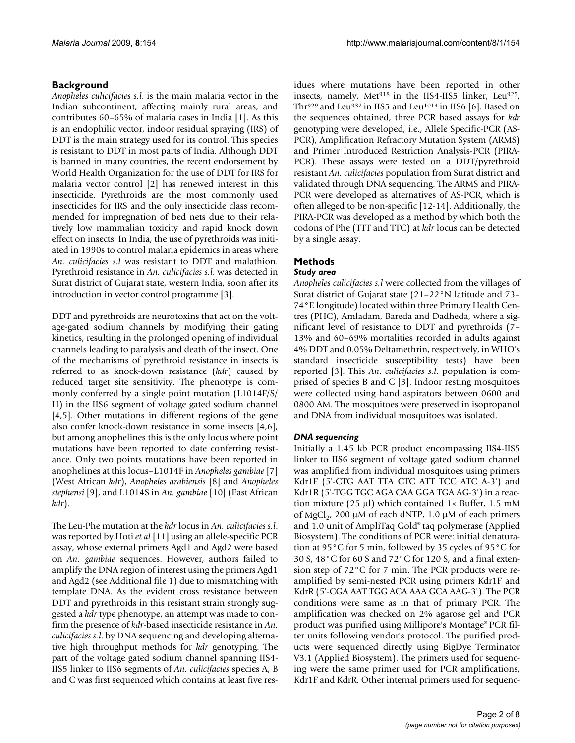## Background

*Anopheles culicifacies s.l.* is the main malaria vector in the Indian subcontinent, affecting mainly rural areas, and contributes 60–65% of malaria cases in India [1]. As this is an endophilic vector, indoor residual spraying (IRS) of DDT is the main strategy used for its control. This species is resistant to DDT in most parts of India. Although DDT is banned in many countries, the recent endorsement by World Health Organization for the use of DDT for IRS for malaria vector control [2] has renewed interest in this insecticide. Pyrethroids are the most commonly used insecticides for IRS and the only insecticide class recommended for impregnation of bed nets due to their relatively low mammalian toxicity and rapid knock down effect on insects. In India, the use of pyrethroids was initiated in 1990s to control malaria epidemics in areas where *An. culicifacies s.l* was resistant to DDT and malathion. Pyrethroid resistance in *An. culicifacies s.l.* was detected in Surat district of Gujarat state, western India, soon after its introduction in vector control programme [3].

DDT and pyrethroids are neurotoxins that act on the voltage-gated sodium channels by modifying their gating kinetics, resulting in the prolonged opening of individual channels leading to paralysis and death of the insect. One of the mechanisms of pyrethroid resistance in insects is referred to as knock-down resistance (*kdr*) caused by reduced target site sensitivity. The phenotype is commonly conferred by a single point mutation (L1014F/S/H) in the IIS6 segment of voltage gated sodium channel [4,5]. Other mutations in different regions of the gene also confer knock-down resistance in some insects [4,6], but among anophelines this is the only locus where point mutations have been reported to date conferring resistance. Only two points mutations have been reported in anophelines at this locus–L1014F in *Anopheles gambiae* [7] (West African *kdr*), *Anopheles arabiensis* [8] and *Anopheles stephensi* [9], and L1014S in *An. gambiae* [10] (East African *kdr*).

The Leu-Phe mutation at the *kdr* locus in *An. culicifacies s.l.* was reported by Hoti *et al* [11] using an allele-specific PCR assay, whose external primers Agd1 and Agd2 were based on *An. gambiae* sequences. However, authors failed to amplify the DNA region of interest using the primers Agd1 and Agd2 (see Additional file 1) due to mismatching with template DNA. As the evident cross resistance between DDT and pyrethroids in this resistant strain strongly suggested a *kdr* type phenotype, an attempt was made to confirm the presence of *kdr*-based insecticide resistance in *An. culicifacies s.l.* by DNA sequencing and developing alternative high throughput methods for *kdr* genotyping. The part of the voltage gated sodium channel spanning IIS4-IIS5 linker to IIS6 segments of *An. culicifacies* species A, B and C was first sequenced which contains at least five residues where mutations have been reported in other insects, namely, $Met^{918}$ in the IIS4-IIS5 linker, $Leu^{925}$, $Thr^{929}$ and $Leu^{932}$ in IIS5 and $Leu^{1014}$ in IIS6 [6]. Based on the sequences obtained, three PCR based assays for *kdr* genotyping were developed, i.e., Allele Specific-PCR (AS-PCR), Amplification Refractory Mutation System (ARMS) and Primer Introduced Restriction Analysis-PCR (PIRA-PCR). These assays were tested on a DDT/pyrethroid resistant *An. culicifacies* population from Surat district and validated through DNA sequencing. The ARMS and PIRA-PCR were developed as alternatives of AS-PCR, which is often alleged to be non-specific [12-14]. Additionally, the PIRA-PCR was developed as a method by which both the codons of Phe (TTT and TTC) at *kdr* locus can be detected by a single assay.

## Methods

### Study area

*Anopheles culicifacies s.l* were collected from the villages of Surat district of Gujarat state (21–22°N latitude and 73–74°E longitude) located within three Primary Health Centres (PHC), Amladam, Bareda and Dadheda, where a significant level of resistance to DDT and pyrethroids (7–13% and 60–69% mortalities recorded in adults against 4% DDT and 0.05% Deltamethrin, respectively, in WHO's standard insecticide susceptibility tests) have been reported [3]. This *An. culicifacies s.l.* population is comprised of species B and C [3]. Indoor resting mosquitoes were collected using hand aspirators between 0600 and 0800 AM. The mosquitoes were preserved in isopropanol and DNA from individual mosquitoes was isolated.

### DNA sequencing

Initially a 1.45 kb PCR product encompassing IIS4-IIS5 linker to IIS6 segment of voltage gated sodium channel was amplified from individual mosquitoes using primers Kdr1F (5'-CTG AAT TTA CTC ATT TCC ATC A-3') and Kdr1R (5'-TGG TGC AGA CAA GGA TGA AG-3') in a reaction mixture (25 µl) which contained 1× Buffer, 1.5 mM of $MgCl_2$, 200 µM of each dNTP, 1.0 µM of each primers and 1.0 unit of AmpliTaq Gold® taq polymerase (Applied Biosystem). The conditions of PCR were: initial denaturation at 95°C for 5 min, followed by 35 cycles of 95°C for 30 S, 48°C for 60 S and 72°C for 120 S, and a final extension step of 72°C for 7 min. The PCR products were re-amplified by semi-nested PCR using primers Kdr1F and KdrR (5'-CGA AAT TGG ACA AAA GCA AAG-3'). The PCR conditions were same as in that of primary PCR. The amplification was checked on 2% agarose gel and PCR product was purified using Millipore's Montage® PCR filter units following vendor's protocol. The purified products were sequenced directly using BigDye Terminator V3.1 (Applied Biosystem). The primers used for sequencing were the same primer used for PCR amplifications, Kdr1F and KdrR. Other internal primers used for sequenc-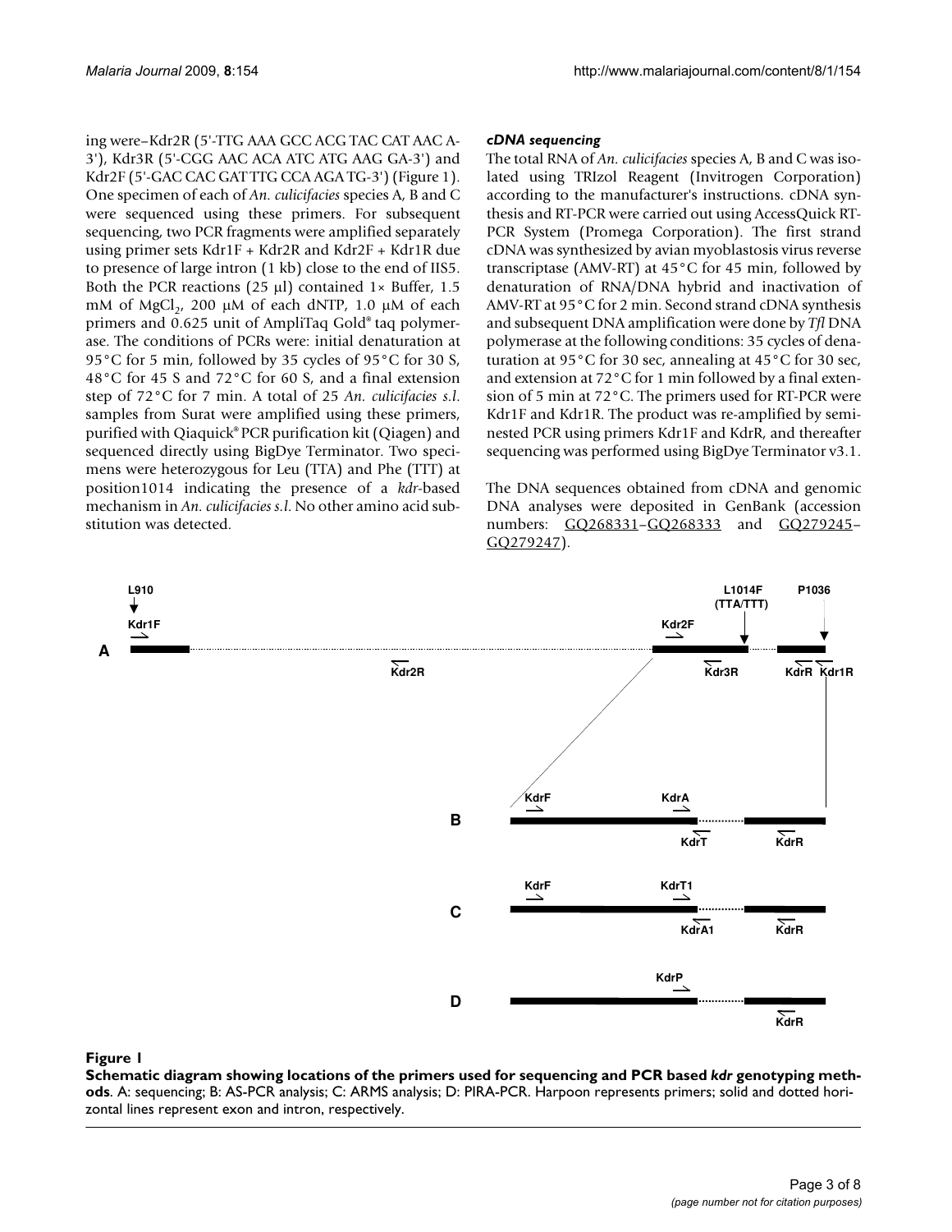ing were–Kdr2R (5'-TTG AAA GCC ACG TAC CAT AAC A-3'), Kdr3R (5'-CGG AAC ACA ATC ATG AAG GA-3') and Kdr2F (5'-GAC CAC GAT TTG CCA AGA TG-3') (Figure 1). One specimen of each of *An. culicifacies* species A, B and C were sequenced using these primers. For subsequent sequencing, two PCR fragments were amplified separately using primer sets Kdr1F + Kdr2R and Kdr2F + Kdr1R due to presence of large intron (1 kb) close to the end of IIS5. Both the PCR reactions (25 μl) contained 1× Buffer, 1.5 mM of $MgCl_2$, 200 μM of each dNTP, 1.0 μM of each primers and 0.625 unit of AmpliTaq Gold® taq polymerase. The conditions of PCRs were: initial denaturation at 95°C for 5 min, followed by 35 cycles of 95°C for 30 S, 48°C for 45 S and 72°C for 60 S, and a final extension step of 72°C for 7 min. A total of 25 *An. culicifacies s.l.* samples from Surat were amplified using these primers, purified with Qiaquick® PCR purification kit (Qiagen) and sequenced directly using BigDye Terminator. Two specimens were heterozygous for Leu (TTA) and Phe (TTT) at position1014 indicating the presence of a *kdr*-based mechanism in *An. culicifacies s.l.* No other amino acid substitution was detected.

### *cDNA sequencing*

The total RNA of *An. culicifacies* species A, B and C was isolated using TRIzol Reagent (Invitrogen Corporation) according to the manufacturer's instructions. cDNA synthesis and RT-PCR were carried out using AccessQuick RT-PCR System (Promega Corporation). The first strand cDNA was synthesized by avian myoblastosis virus reverse transcriptase (AMV-RT) at 45°C for 45 min, followed by denaturation of RNA/DNA hybrid and inactivation of AMV-RT at 95°C for 2 min. Second strand cDNA synthesis and subsequent DNA amplification were done by *Tfl* DNA polymerase at the following conditions: 35 cycles of denaturation at 95°C for 30 sec, annealing at 45°C for 30 sec, and extension at 72°C for 1 min followed by a final extension of 5 min at 72°C. The primers used for RT-PCR were Kdr1F and Kdr1R. The product was re-amplified by semi-nested PCR using primers Kdr1F and KdrR, and thereafter sequencing was performed using BigDye Terminator v3.1.

The DNA sequences obtained from cDNA and genomic DNA analyses were deposited in GenBank (accession numbers: GQ268331–GQ268333 and GQ279245–GQ279247).

**Figure 1**

**Schematic diagram showing locations of the primers used for sequencing and PCR based *kdr* genotyping methods**. A: sequencing; B: AS-PCR analysis; C: ARMS analysis; D: PIRA-PCR. Harpoon represents primers; solid and dotted horizontal lines represent exon and intron, respectively.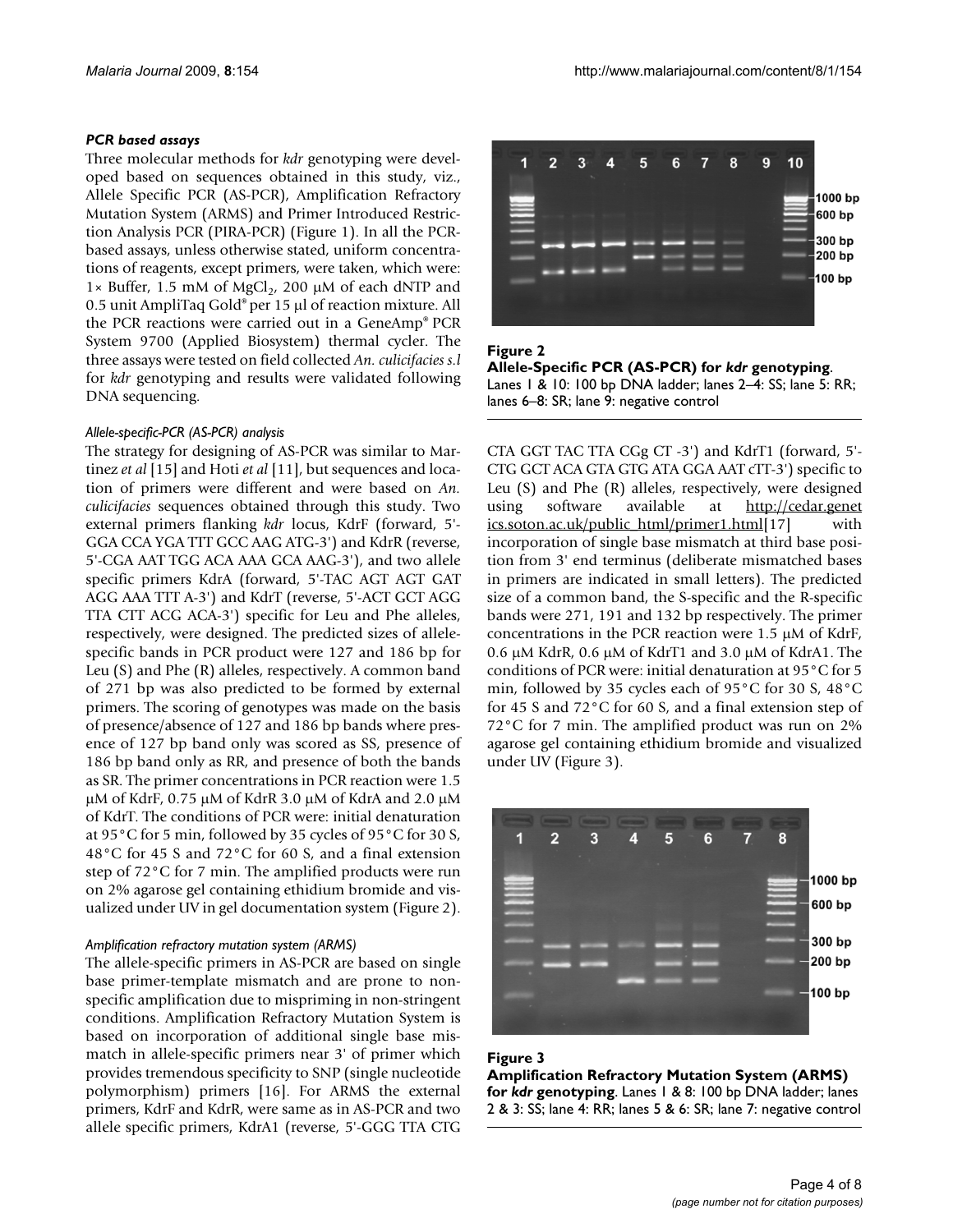### *PCR based assays*

Three molecular methods for *kdr* genotyping were developed based on sequences obtained in this study, viz., Allele Specific PCR (AS-PCR), Amplification Refractory Mutation System (ARMS) and Primer Introduced Restriction Analysis PCR (PIRA-PCR) (Figure 1). In all the PCR-based assays, unless otherwise stated, uniform concentrations of reagents, except primers, were taken, which were: 1× Buffer, 1.5 mM of $MgCl_2$, 200 μM of each dNTP and 0.5 unit AmpliTaq Gold® per 15 μl of reaction mixture. All the PCR reactions were carried out in a GeneAmp® PCR System 9700 (Applied Biosystem) thermal cycler. The three assays were tested on field collected *An. culicifacies s.l* for *kdr* genotyping and results were validated following DNA sequencing.

#### *Allele-specific-PCR (AS-PCR) analysis*

The strategy for designing of AS-PCR was similar to Martinez *et al* [15] and Hoti *et al* [11], but sequences and location of primers were different and were based on *An. culicifacies* sequences obtained through this study. Two external primers flanking *kdr* locus, KdrF (forward, 5'-GGA CCA YGA TTT GCC AAG ATG-3') and KdrR (reverse, 5'-CGA AAT TGG ACA AAA GCA AAG-3'), and two allele specific primers KdrA (forward, 5'-TAC AGT AGT GAT AGG AAA TTT A-3') and KdrT (reverse, 5'-ACT GCT AGG TTA CTT ACG ACA-3') specific for Leu and Phe alleles, respectively, were designed. The predicted sizes of allele-specific bands in PCR product were 127 and 186 bp for Leu (S) and Phe (R) alleles, respectively. A common band of 271 bp was also predicted to be formed by external primers. The scoring of genotypes was made on the basis of presence/absence of 127 and 186 bp bands where presence of 127 bp band only was scored as SS, presence of 186 bp band only as RR, and presence of both the bands as SR. The primer concentrations in PCR reaction were 1.5 μM of KdrF, 0.75 μM of KdrR 3.0 μM of KdrA and 2.0 μM of KdrT. The conditions of PCR were: initial denaturation at 95°C for 5 min, followed by 35 cycles of 95°C for 30 S, 48°C for 45 S and 72°C for 60 S, and a final extension step of 72°C for 7 min. The amplified products were run on 2% agarose gel containing ethidium bromide and visualized under UV in gel documentation system (Figure 2).

#### *Amplification refractory mutation system (ARMS)*

The allele-specific primers in AS-PCR are based on single base primer-template mismatch and are prone to non-specific amplification due to mispriming in non-stringent conditions. Amplification Refractory Mutation System is based on incorporation of additional single base mismatch in allele-specific primers near 3' of primer which provides tremendous specificity to SNP (single nucleotide polymorphism) primers [16]. For ARMS the external primers, KdrF and KdrR, were same as in AS-PCR and two allele specific primers, KdrA1 (reverse, 5'-GGG TTA CTG CTA GGT TAC TTA CGg CT -3') and KdrT1 (forward, 5'-CTG GCT ACA GTA GTG ATA GGA AAT cTT-3') specific to Leu (S) and Phe (R) alleles, respectively, were designed using software available at http://cedar.genetics.soton.ac.uk/public_html/primer1.html[17] with incorporation of single base mismatch at third base position from 3' end terminus (deliberate mismatched bases in primers are indicated in small letters). The predicted size of a common band, the S-specific and the R-specific bands were 271, 191 and 132 bp respectively. The primer concentrations in the PCR reaction were 1.5 μM of KdrF, 0.6 μM KdrR, 0.6 μM of KdrT1 and 3.0 μM of KdrA1. The conditions of PCR were: initial denaturation at 95°C for 5 min, followed by 35 cycles each of 95°C for 30 S, 48°C for 45 S and 72°C for 60 S, and a final extension step of 72°C for 7 min. The amplified product was run on 2% agarose gel containing ethidium bromide and visualized under UV (Figure 3).

**Figure 2**
**Allele-Specific PCR (AS-PCR) for *kdr* genotyping**. Lanes 1 & 10: 100 bp DNA ladder; lanes 2–4: SS; lane 5: RR; lanes 6–8: SR; lane 9: negative control

**Figure 3**
**Amplification Refractory Mutation System (ARMS) for *kdr* genotyping**. Lanes 1 & 8: 100 bp DNA ladder; lanes 2 & 3: SS; lane 4: RR; lanes 5 & 6: SR; lane 7: negative control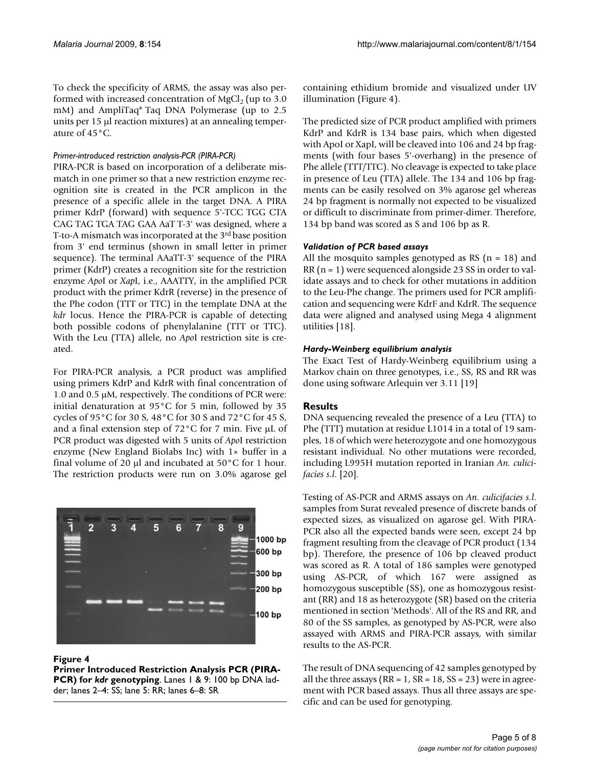To check the specificity of ARMS, the assay was also performed with increased concentration of $MgCl_2$ (up to 3.0 mM) and AmpliTaq® Taq DNA Polymerase (up to 2.5 units per 15 μl reaction mixtures) at an annealing temperature of 45°C.

*Primer-introduced restriction analysis-PCR (PIRA-PCR)*

PIRA-PCR is based on incorporation of a deliberate mismatch in one primer so that a new restriction enzyme recognition site is created in the PCR amplicon in the presence of a specific allele in the target DNA. A PIRA primer KdrP (forward) with sequence 5'-TCC TGG CTA CAG TAG TGA TAG GAA AaT T-3' was designed, where a T-to-A mismatch was incorporated at the 3[rd] base position from 3' end terminus (shown in small letter in primer sequence). The terminal AAaTT-3' sequence of the PIRA primer (KdrP) creates a recognition site for the restriction enzyme *Apo*I or *Xap*I, i.e., AAATTY, in the amplified PCR product with the primer KdrR (reverse) in the presence of the Phe codon (TTT or TTC) in the template DNA at the *kdr* locus. Hence the PIRA-PCR is capable of detecting both possible codons of phenylalanine (TTT or TTC). With the Leu (TTA) allele, no *Apo*I restriction site is created.

For PIRA-PCR analysis, a PCR product was amplified using primers KdrP and KdrR with final concentration of 1.0 and 0.5 μM, respectively. The conditions of PCR were: initial denaturation at 95°C for 5 min, followed by 35 cycles of 95°C for 30 S, 48°C for 30 S and 72°C for 45 S, and a final extension step of 72°C for 7 min. Five μL of PCR product was digested with 5 units of *Apo*I restriction enzyme (New England Biolabs Inc) with 1× buffer in a final volume of 20 μl and incubated at 50°C for 1 hour. The restriction products were run on 3.0% agarose gel containing ethidium bromide and visualized under UV illumination (Figure 4).

**Figure 4**
**Primer Introduced Restriction Analysis PCR (PIRA-PCR) for *kdr* genotyping**. Lanes 1 & 9: 100 bp DNA ladder; lanes 2–4: SS; lane 5: RR; lanes 6–8: SR

The predicted size of PCR product amplified with primers KdrP and KdrR is 134 base pairs, which when digested with ApoI or XapI, will be cleaved into 106 and 24 bp fragments (with four bases 5'-overhang) in the presence of Phe allele (TTT/TTC). No cleavage is expected to take place in presence of Leu (TTA) allele. The 134 and 106 bp fragments can be easily resolved on 3% agarose gel whereas 24 bp fragment is normally not expected to be visualized or difficult to discriminate from primer-dimer. Therefore, 134 bp band was scored as S and 106 bp as R.

### *Validation of PCR based assays*

All the mosquito samples genotyped as RS (n = 18) and RR (n = 1) were sequenced alongside 23 SS in order to validate assays and to check for other mutations in addition to the Leu-Phe change. The primers used for PCR amplification and sequencing were KdrF and KdrR. The sequence data were aligned and analysed using Mega 4 alignment utilities [18].

### *Hardy-Weinberg equilibrium analysis*

The Exact Test of Hardy-Weinberg equilibrium using a Markov chain on three genotypes, i.e., SS, RS and RR was done using software Arlequin ver 3.11 [19]

## Results

DNA sequencing revealed the presence of a Leu (TTA) to Phe (TTT) mutation at residue L1014 in a total of 19 samples, 18 of which were heterozygote and one homozygous resistant individual. No other mutations were recorded, including L995H mutation reported in Iranian *An. culicifacies s.l.* [20].

Testing of AS-PCR and ARMS assays on *An. culicifacies s.l.* samples from Surat revealed presence of discrete bands of expected sizes, as visualized on agarose gel. With PIRA-PCR also all the expected bands were seen, except 24 bp fragment resulting from the cleavage of PCR product (134 bp). Therefore, the presence of 106 bp cleaved product was scored as R. A total of 186 samples were genotyped using AS-PCR, of which 167 were assigned as homozygous susceptible (SS), one as homozygous resistant (RR) and 18 as heterozygote (SR) based on the criteria mentioned in section 'Methods'. All of the RS and RR, and 80 of the SS samples, as genotyped by AS-PCR, were also assayed with ARMS and PIRA-PCR assays, with similar results to the AS-PCR.

The result of DNA sequencing of 42 samples genotyped by all the three assays (RR = 1, SR = 18, SS = 23) were in agreement with PCR based assays. Thus all three assays are specific and can be used for genotyping.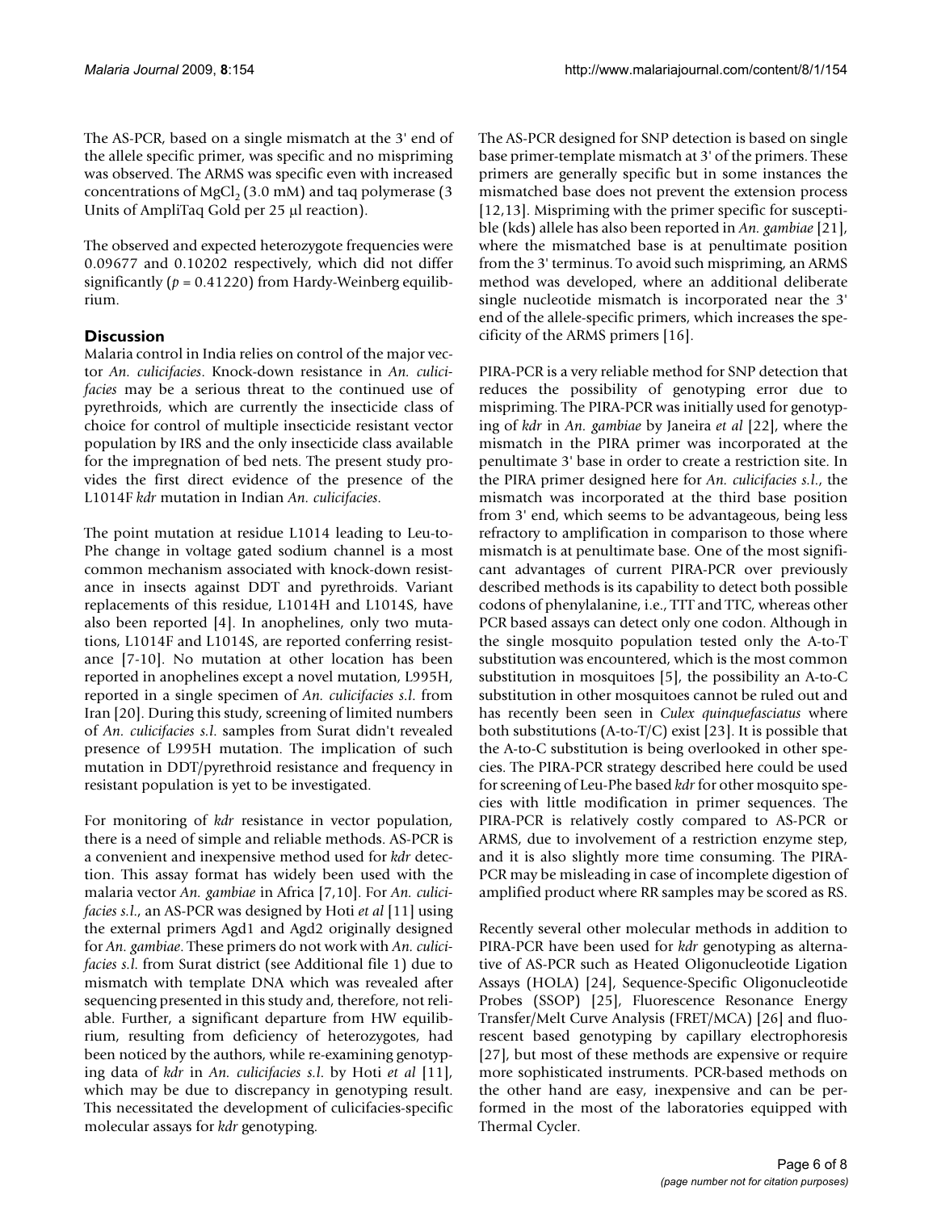The AS-PCR, based on a single mismatch at the 3' end of the allele specific primer, was specific and no mispriming was observed. The ARMS was specific even with increased concentrations of $MgCl_2$ (3.0 mM) and taq polymerase (3 Units of AmpliTaq Gold per 25 μl reaction).

The observed and expected heterozygote frequencies were 0.09677 and 0.10202 respectively, which did not differ significantly ($p = 0.41220$) from Hardy-Weinberg equilibrium.

## Discussion

Malaria control in India relies on control of the major vector *An. culicifacies*. Knock-down resistance in *An. culicifacies* may be a serious threat to the continued use of pyrethroids, which are currently the insecticide class of choice for control of multiple insecticide resistant vector population by IRS and the only insecticide class available for the impregnation of bed nets. The present study provides the first direct evidence of the presence of the L1014F *kdr* mutation in Indian *An. culicifacies*.

The point mutation at residue L1014 leading to Leu-to-Phe change in voltage gated sodium channel is a most common mechanism associated with knock-down resistance in insects against DDT and pyrethroids. Variant replacements of this residue, L1014H and L1014S, have also been reported [4]. In anophelines, only two mutations, L1014F and L1014S, are reported conferring resistance [7-10]. No mutation at other location has been reported in anophelines except a novel mutation, L995H, reported in a single specimen of *An. culicifacies s.l.* from Iran [20]. During this study, screening of limited numbers of *An. culicifacies s.l.* samples from Surat didn't revealed presence of L995H mutation. The implication of such mutation in DDT/pyrethroid resistance and frequency in resistant population is yet to be investigated.

For monitoring of *kdr* resistance in vector population, there is a need of simple and reliable methods. AS-PCR is a convenient and inexpensive method used for *kdr* detection. This assay format has widely been used with the malaria vector *An. gambiae* in Africa [7,10]. For *An. culicifacies s.l.*, an AS-PCR was designed by Hoti *et al* [11] using the external primers Agd1 and Agd2 originally designed for *An. gambiae*. These primers do not work with *An. culicifacies s.l.* from Surat district (see Additional file 1) due to mismatch with template DNA which was revealed after sequencing presented in this study and, therefore, not reliable. Further, a significant departure from HW equilibrium, resulting from deficiency of heterozygotes, had been noticed by the authors, while re-examining genotyping data of *kdr* in *An. culicifacies s.l.* by Hoti *et al* [11], which may be due to discrepancy in genotyping result. This necessitated the development of culicifacies-specific molecular assays for *kdr* genotyping.

The AS-PCR designed for SNP detection is based on single base primer-template mismatch at 3' of the primers. These primers are generally specific but in some instances the mismatched base does not prevent the extension process [12,13]. Mispriming with the primer specific for susceptible (kds) allele has also been reported in *An. gambiae* [21], where the mismatched base is at penultimate position from the 3' terminus. To avoid such mispriming, an ARMS method was developed, where an additional deliberate single nucleotide mismatch is incorporated near the 3' end of the allele-specific primers, which increases the specificity of the ARMS primers [16].

PIRA-PCR is a very reliable method for SNP detection that reduces the possibility of genotyping error due to mispriming. The PIRA-PCR was initially used for genotyping of *kdr* in *An. gambiae* by Janeira *et al* [22], where the mismatch in the PIRA primer was incorporated at the penultimate 3' base in order to create a restriction site. In the PIRA primer designed here for *An. culicifacies s.l.*, the mismatch was incorporated at the third base position from 3' end, which seems to be advantageous, being less refractory to amplification in comparison to those where mismatch is at penultimate base. One of the most significant advantages of current PIRA-PCR over previously described methods is its capability to detect both possible codons of phenylalanine, i.e., TTT and TTC, whereas other PCR based assays can detect only one codon. Although in the single mosquito population tested only the A-to-T substitution was encountered, which is the most common substitution in mosquitoes [5], the possibility an A-to-C substitution in other mosquitoes cannot be ruled out and has recently been seen in *Culex quinquefasciatus* where both substitutions (A-to-T/C) exist [23]. It is possible that the A-to-C substitution is being overlooked in other species. The PIRA-PCR strategy described here could be used for screening of Leu-Phe based *kdr* for other mosquito species with little modification in primer sequences. The PIRA-PCR is relatively costly compared to AS-PCR or ARMS, due to involvement of a restriction enzyme step, and it is also slightly more time consuming. The PIRA-PCR may be misleading in case of incomplete digestion of amplified product where RR samples may be scored as RS.

Recently several other molecular methods in addition to PIRA-PCR have been used for *kdr* genotyping as alternative of AS-PCR such as Heated Oligonucleotide Ligation Assays (HOLA) [24], Sequence-Specific Oligonucleotide Probes (SSOP) [25], Fluorescence Resonance Energy Transfer/Melt Curve Analysis (FRET/MCA) [26] and fluorescent based genotyping by capillary electrophoresis [27], but most of these methods are expensive or require more sophisticated instruments. PCR-based methods on the other hand are easy, inexpensive and can be performed in the most of the laboratories equipped with Thermal Cycler.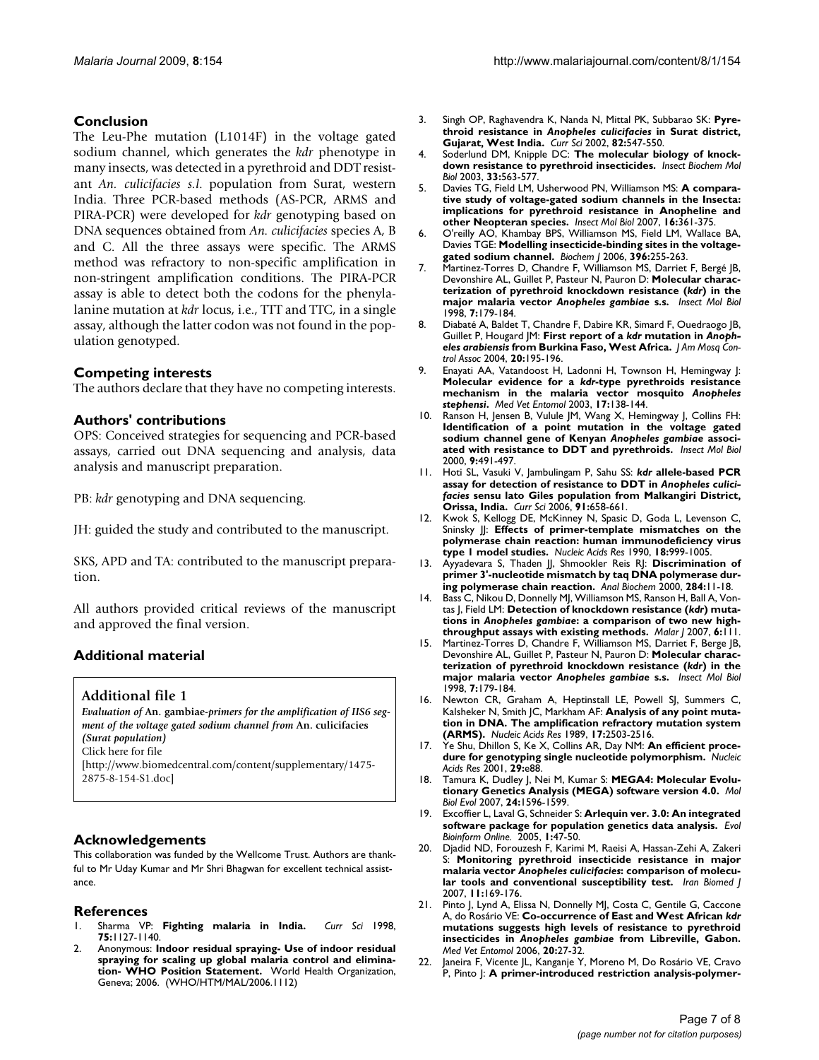## Conclusion

The Leu-Phe mutation (L1014F) in the voltage gated sodium channel, which generates the *kdr* phenotype in many insects, was detected in a pyrethroid and DDT resistant *An. culicifacies s.l.* population from Surat, western India. Three PCR-based methods (AS-PCR, ARMS and PIRA-PCR) were developed for *kdr* genotyping based on DNA sequences obtained from *An. culicifacies* species A, B and C. All the three assays were specific. The ARMS method was refractory to non-specific amplification in non-stringent amplification conditions. The PIRA-PCR assay is able to detect both the codons for the phenylalanine mutation at *kdr* locus, i.e., TTT and TTC, in a single assay, although the latter codon was not found in the population genotyped.

## Competing interests

The authors declare that they have no competing interests.

## Authors' contributions

OPS: Conceived strategies for sequencing and PCR-based assays, carried out DNA sequencing and analysis, data analysis and manuscript preparation.

PB: *kdr* genotyping and DNA sequencing.

JH: guided the study and contributed to the manuscript.

SKS, APD and TA: contributed to the manuscript preparation.

All authors provided critical reviews of the manuscript and approved the final version.

## Additional material

### Additional file 1

*Evaluation of* **An. gambiae***-primers for the amplification of IIS6 segment of the voltage gated sodium channel from* **An. culicifacies** *(Surat population)*
Click here for file
[http://www.biomedcentral.com/content/supplementary/1475-2875-8-154-S1.doc]

## Acknowledgements

This collaboration was funded by the Wellcome Trust. Authors are thankful to Mr Uday Kumar and Mr Shri Bhagwan for excellent technical assistance.

## References

1. Sharma VP: **Fighting malaria in India.** *Curr Sci* 1998, **75:**1127-1140.
2. Anonymous: **Indoor residual spraying- Use of indoor residual spraying for scaling up global malaria control and elimination- WHO Position Statement.** World Health Organization, Geneva; 2006. (WHO/HTM/MAL/2006.1112)
3. Singh OP, Raghavendra K, Nanda N, Mittal PK, Subbarao SK: **Pyrethroid resistance in *Anopheles culicifacies* in Surat district, Gujarat, West India.** *Curr Sci* 2002, **82:**547-550.
4. Soderlund DM, Knipple DC: **The molecular biology of knockdown resistance to pyrethroid insecticides.** *Insect Biochem Mol Biol* 2003, **33:**563-577.
5. Davies TG, Field LM, Usherwood PN, Williamson MS: **A comparative study of voltage-gated sodium channels in the Insecta: implications for pyrethroid resistance in Anopheline and other Neopteran species.** *Insect Mol Biol* 2007, **16:**361-375.
6. O'reilly AO, Khambay BPS, Williamson MS, Field LM, Wallace BA, Davies TGE: **Modelling insecticide-binding sites in the voltage-gated sodium channel.** *Biochem J* 2006, **396:**255-263.
7. Martinez-Torres D, Chandre F, Williamson MS, Darriet F, Bergé JB, Devonshire AL, Guillet P, Pasteur N, Pauron D: **Molecular characterization of pyrethroid knockdown resistance (*kdr*) in the major malaria vector *Anopheles gambiae* s.s.** *Insect Mol Biol* 1998, **7:**179-184.
8. Diabaté A, Baldet T, Chandre F, Dabire KR, Simard F, Ouedraogo JB, Guillet P, Hougard JM: **First report of a *kdr* mutation in *Anopheles arabiensis* from Burkina Faso, West Africa.** *J Am Mosq Control Assoc* 2004, **20:**195-196.
9. Enayati AA, Vatandoost H, Ladonni H, Townson H, Hemingway J: **Molecular evidence for a *kdr*-type pyrethroids resistance mechanism in the malaria vector mosquito *Anopheles stephensi*.** *Med Vet Entomol* 2003, **17:**138-144.
10. Ranson H, Jensen B, Vulule JM, Wang X, Hemingway J, Collins FH: **Identification of a point mutation in the voltage gated sodium channel gene of Kenyan *Anopheles gambiae* associated with resistance to DDT and pyrethroids.** *Insect Mol Biol* 2000, **9:**491-497.
11. Hoti SL, Vasuki V, Jambulingam P, Sahu SS: ***kdr* allele-based PCR assay for detection of resistance to DDT in *Anopheles culicifacies* sensu lato Giles population from Malkangiri District, Orissa, India.** *Curr Sci* 2006, **91:**658-661.
12. Kwok S, Kellogg DE, McKinney N, Spasic D, Goda L, Levenson C, Sninsky JJ: **Effects of primer-template mismatches on the polymerase chain reaction: human immunodeficiency virus type 1 model studies.** *Nucleic Acids Res* 1990, **18:**999-1005.
13. Ayyadevara S, Thaden JJ, Shmookler Reis RJ: **Discrimination of primer 3'-nucleotide mismatch by taq DNA polymerase during polymerase chain reaction.** *Anal Biochem* 2000, **284:**11-18.
14. Bass C, Nikou D, Donnelly MJ, Williamson MS, Ranson H, Ball A, Vontas J, Field LM: **Detection of knockdown resistance (*kdr*) mutations in *Anopheles gambiae*: a comparison of two new high-throughput assays with existing methods.** *Malar J* 2007, **6:**111.
15. Martinez-Torres D, Chandre F, Williamson MS, Darriet F, Berge JB, Devonshire AL, Guillet P, Pasteur N, Pauron D: **Molecular characterization of pyrethroid knockdown resistance (*kdr*) in the major malaria vector *Anopheles gambiae* s.s.** *Insect Mol Biol* 1998, **7:**179-184.
16. Newton CR, Graham A, Heptinstall LE, Powell SJ, Summers C, Kalsheker N, Smith JC, Markham AF: **Analysis of any point mutation in DNA. The amplification refractory mutation system (ARMS).** *Nucleic Acids Res* 1989, **17:**2503-2516.
17. Ye Shu, Dhillon S, Ke X, Collins AR, Day NM: **An efficient procedure for genotyping single nucleotide polymorphism.** *Nucleic Acids Res* 2001, **29:**e88.
18. Tamura K, Dudley J, Nei M, Kumar S: **MEGA4: Molecular Evolutionary Genetics Analysis (MEGA) software version 4.0.** *Mol Biol Evol* 2007, **24:**1596-1599.
19. Excoffier L, Laval G, Schneider S: **Arlequin ver. 3.0: An integrated software package for population genetics data analysis.** *Evol Bioinform Online.* 2005, **1:**47-50.
20. Djadid ND, Forouzesh F, Karimi M, Raeisi A, Hassan-Zehi A, Zakeri S: **Monitoring pyrethroid insecticide resistance in major malaria vector *Anopheles culicifacies*: comparison of molecular tools and conventional susceptibility test.** *Iran Biomed J* 2007, **11:**169-176.
21. Pinto J, Lynd A, Elissa N, Donnelly MJ, Costa C, Gentile G, Caccone A, do Rosário VE: **Co-occurrence of East and West African *kdr* mutations suggests high levels of resistance to pyrethroid insecticides in *Anopheles gambiae* from Libreville, Gabon.** *Med Vet Entomol* 2006, **20:**27-32.
22. Janeira F, Vicente JL, Kanganje Y, Moreno M, Do Rosário VE, Cravo P, Pinto J: **A primer-introduced restriction analysis-polymer-**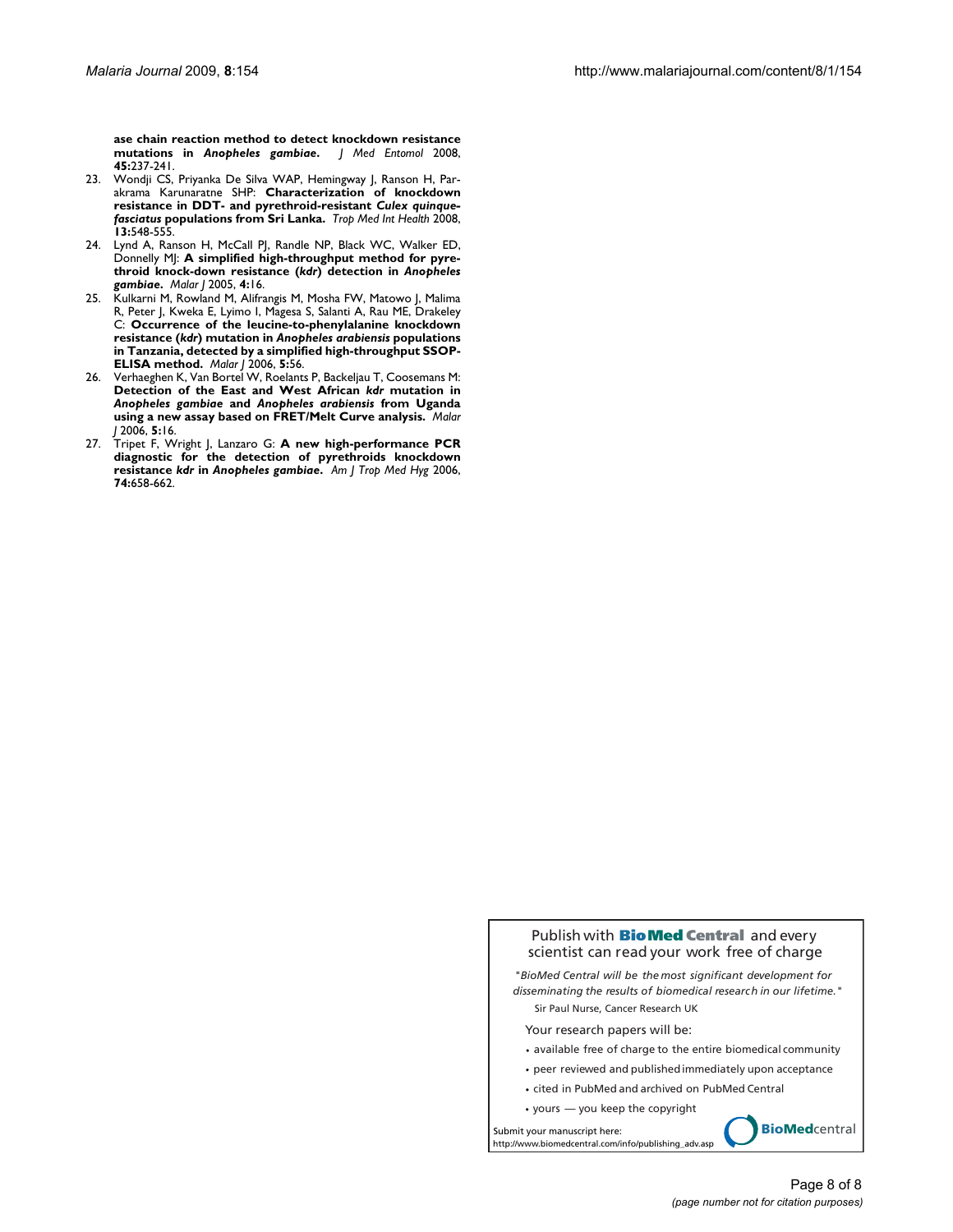**ase chain reaction method to detect knockdown resistance mutations in *Anopheles gambiae*.** *J Med Entomol* 2008, **45:**237-241.

23. Wondji CS, Priyanka De Silva WAP, Hemingway J, Ranson H, Parakrama Karunaratne SHP: **Characterization of knockdown resistance in DDT- and pyrethroid-resistant *Culex quinquefasciatus* populations from Sri Lanka.** *Trop Med Int Health* 2008, **13:**548-555.
24. Lynd A, Ranson H, McCall PJ, Randle NP, Black WC, Walker ED, Donnelly MJ: **A simplified high-throughput method for pyrethroid knock-down resistance (*kdr*) detection in *Anopheles gambiae*.** *Malar J* 2005, **4:**16.
25. Kulkarni M, Rowland M, Alifrangis M, Mosha FW, Matowo J, Malima R, Peter J, Kweka E, Lyimo I, Magesa S, Salanti A, Rau ME, Drakeley C: **Occurrence of the leucine-to-phenylalanine knockdown resistance (*kdr*) mutation in *Anopheles arabiensis* populations in Tanzania, detected by a simplified high-throughput SSOP-ELISA method.** *Malar J* 2006, **5:**56.
26. Verhaeghen K, Van Bortel W, Roelants P, Backeljau T, Coosemans M: **Detection of the East and West African *kdr* mutation in *Anopheles gambiae* and *Anopheles arabiensis* from Uganda using a new assay based on FRET/Melt Curve analysis.** *Malar J* 2006, **5:**16.
27. Tripet F, Wright J, Lanzaro G: **A new high-performance PCR diagnostic for the detection of pyrethroids knockdown resistance *kdr* in *Anopheles gambiae*.** *Am J Trop Med Hyg* 2006, **74:**658-662.

Publish with **BioMed Central** and every scientist can read your work free of charge

*"BioMed Central will be the most significant development for disseminating the results of biomedical research in our lifetime."*

Sir Paul Nurse, Cancer Research UK

Your research papers will be:

- available free of charge to the entire biomedical community
- peer reviewed and published immediately upon acceptance
- cited in PubMed and archived on PubMed Central
- yours — you keep the copyright

Submit your manuscript here:
http://www.biomedcentral.com/info/publishing_adv.asp

**BioMed**central